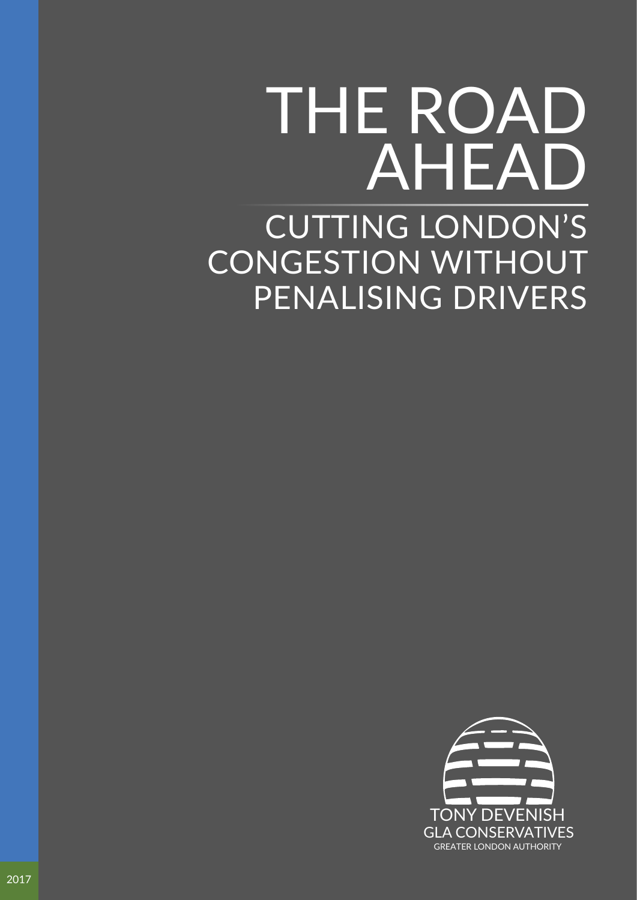# THE ROAD AHEAD

## CUTTING LONDON'S CONGESTION WITHOUT PENALISING DRIVERS

TONY DEVENISH
GLA CONSERVATIVES
GREATER LONDON AUTHORITY

2017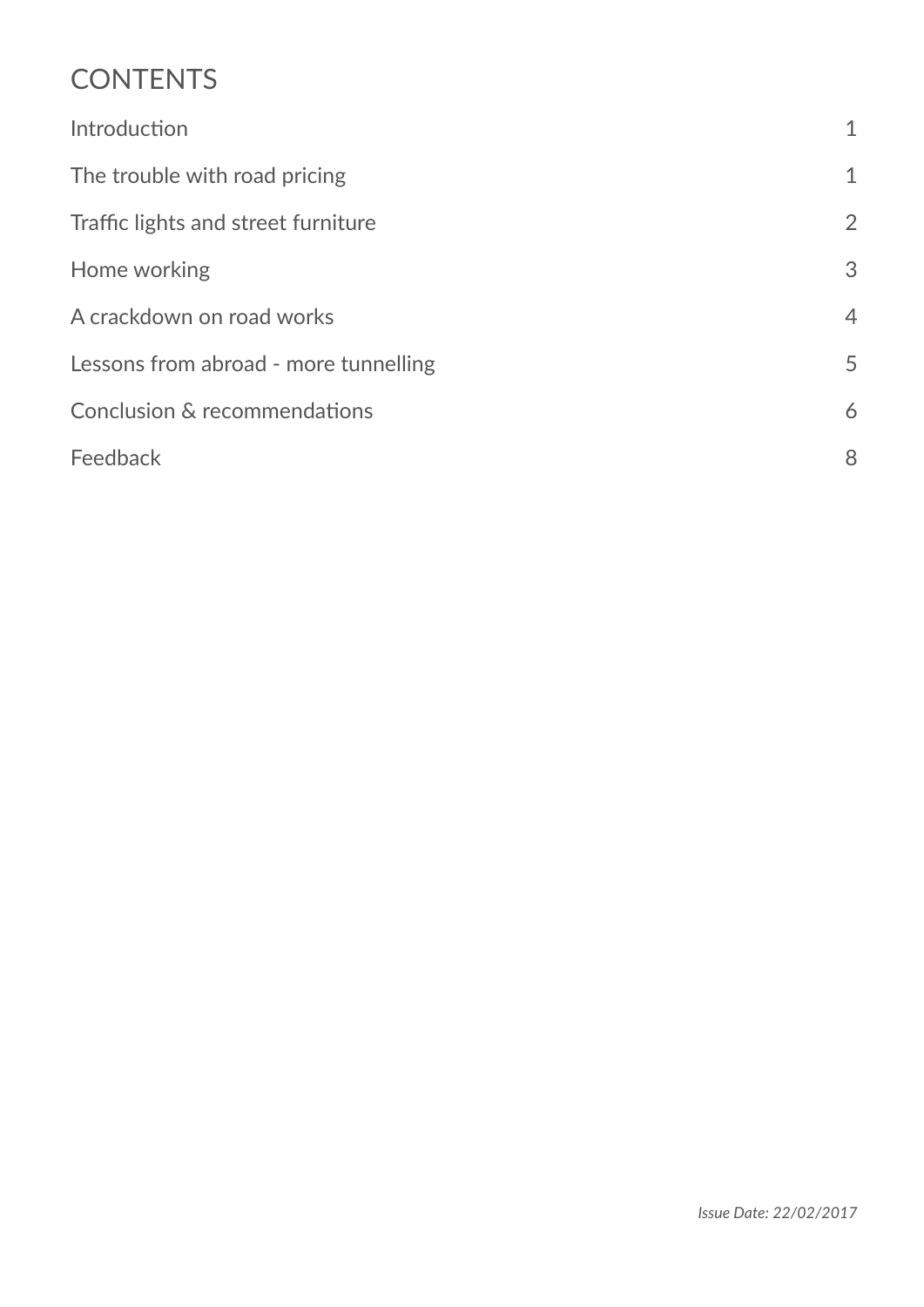## CONTENTS

| | |
|---|---|
| Introduction | 1 |
| The trouble with road pricing | 1 |
| Traffic lights and street furniture | 2 |
| Home working | 3 |
| A crackdown on road works | 4 |
| Lessons from abroad - more tunnelling | 5 |
| Conclusion & recommendations | 6 |
| Feedback | 8 |

*Issue Date: 22/02/2017*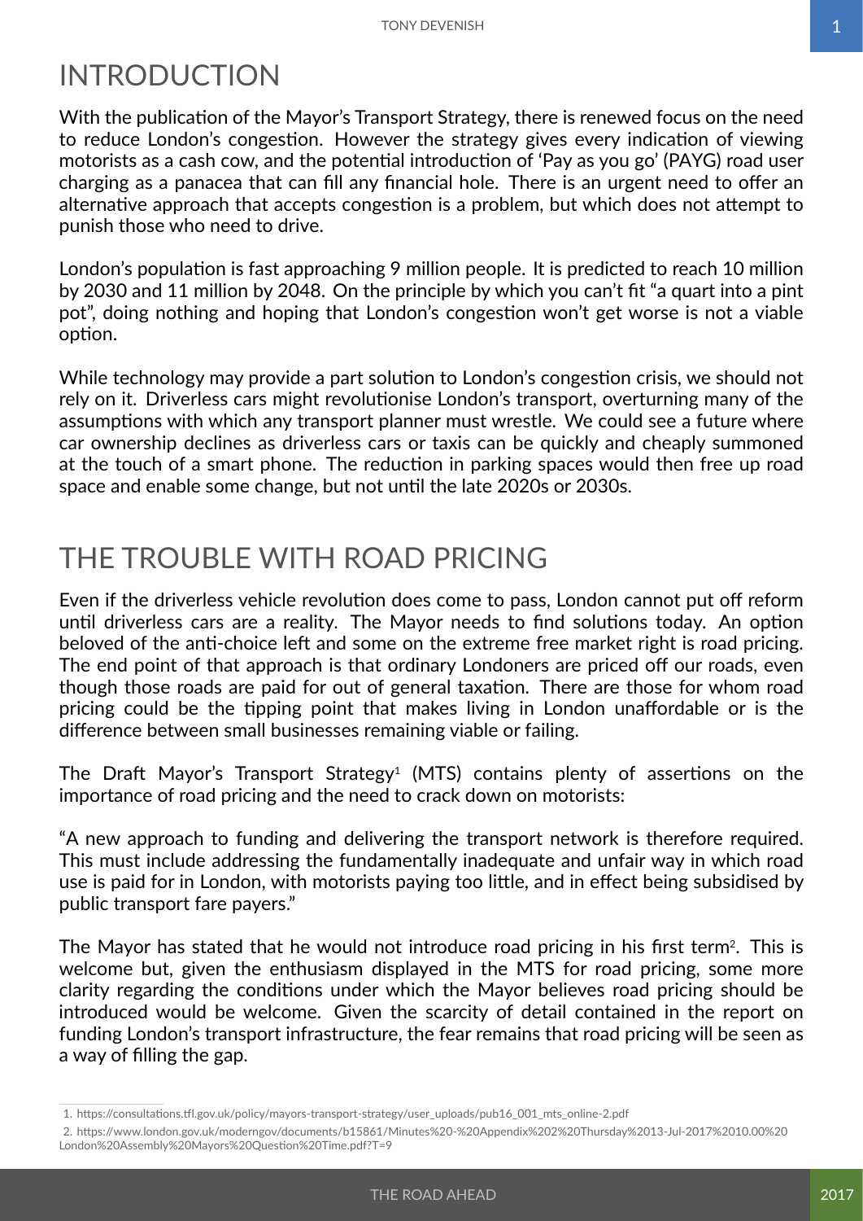# INTRODUCTION

With the publication of the Mayor's Transport Strategy, there is renewed focus on the need to reduce London's congestion. However the strategy gives every indication of viewing motorists as a cash cow, and the potential introduction of 'Pay as you go' (PAYG) road user charging as a panacea that can fill any financial hole. There is an urgent need to offer an alternative approach that accepts congestion is a problem, but which does not attempt to punish those who need to drive.

London's population is fast approaching 9 million people. It is predicted to reach 10 million by 2030 and 11 million by 2048. On the principle by which you can't fit "a quart into a pint pot", doing nothing and hoping that London's congestion won't get worse is not a viable option.

While technology may provide a part solution to London's congestion crisis, we should not rely on it. Driverless cars might revolutionise London's transport, overturning many of the assumptions with which any transport planner must wrestle. We could see a future where car ownership declines as driverless cars or taxis can be quickly and cheaply summoned at the touch of a smart phone. The reduction in parking spaces would then free up road space and enable some change, but not until the late 2020s or 2030s.

# THE TROUBLE WITH ROAD PRICING

Even if the driverless vehicle revolution does come to pass, London cannot put off reform until driverless cars are a reality. The Mayor needs to find solutions today. An option beloved of the anti-choice left and some on the extreme free market right is road pricing. The end point of that approach is that ordinary Londoners are priced off our roads, even though those roads are paid for out of general taxation. There are those for whom road pricing could be the tipping point that makes living in London unaffordable or is the difference between small businesses remaining viable or failing.

The Draft Mayor's Transport Strategy[1] (MTS) contains plenty of assertions on the importance of road pricing and the need to crack down on motorists:

"A new approach to funding and delivering the transport network is therefore required. This must include addressing the fundamentally inadequate and unfair way in which road use is paid for in London, with motorists paying too little, and in effect being subsidised by public transport fare payers."

The Mayor has stated that he would not introduce road pricing in his first term[2]. This is welcome but, given the enthusiasm displayed in the MTS for road pricing, some more clarity regarding the conditions under which the Mayor believes road pricing should be introduced would be welcome. Given the scarcity of detail contained in the report on funding London's transport infrastructure, the fear remains that road pricing will be seen as a way of filling the gap.

1. https://consultations.tfl.gov.uk/policy/mayors-transport-strategy/user_uploads/pub16_001_mts_online-2.pdf

2. https://www.london.gov.uk/moderngov/documents/b15861/Minutes%20-%20Appendix%202%20Thursday%2013-Jul-2017%2010.00%20London%20Assembly%20Mayors%20Question%20Time.pdf?T=9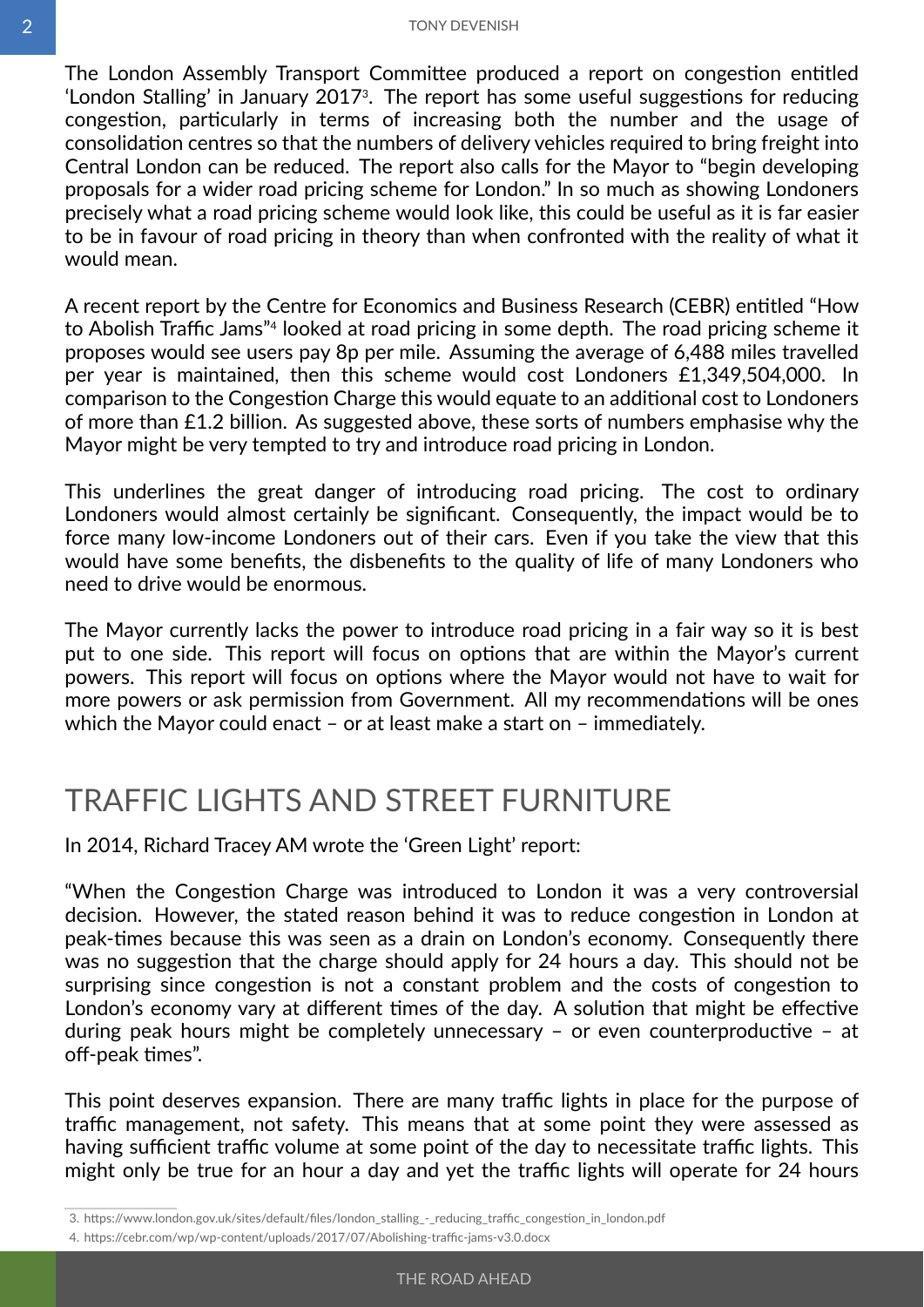The London Assembly Transport Committee produced a report on congestion entitled 'London Stalling' in January 2017[3]. The report has some useful suggestions for reducing congestion, particularly in terms of increasing both the number and the usage of consolidation centres so that the numbers of delivery vehicles required to bring freight into Central London can be reduced. The report also calls for the Mayor to "begin developing proposals for a wider road pricing scheme for London." In so much as showing Londoners precisely what a road pricing scheme would look like, this could be useful as it is far easier to be in favour of road pricing in theory than when confronted with the reality of what it would mean.

A recent report by the Centre for Economics and Business Research (CEBR) entitled "How to Abolish Traffic Jams"[4] looked at road pricing in some depth. The road pricing scheme it proposes would see users pay 8p per mile. Assuming the average of 6,488 miles travelled per year is maintained, then this scheme would cost Londoners £1,349,504,000. In comparison to the Congestion Charge this would equate to an additional cost to Londoners of more than £1.2 billion. As suggested above, these sorts of numbers emphasise why the Mayor might be very tempted to try and introduce road pricing in London.

This underlines the great danger of introducing road pricing. The cost to ordinary Londoners would almost certainly be significant. Consequently, the impact would be to force many low-income Londoners out of their cars. Even if you take the view that this would have some benefits, the disbenefits to the quality of life of many Londoners who need to drive would be enormous.

The Mayor currently lacks the power to introduce road pricing in a fair way so it is best put to one side. This report will focus on options that are within the Mayor's current powers. This report will focus on options where the Mayor would not have to wait for more powers or ask permission from Government. All my recommendations will be ones which the Mayor could enact – or at least make a start on – immediately.

## TRAFFIC LIGHTS AND STREET FURNITURE

In 2014, Richard Tracey AM wrote the 'Green Light' report:

"When the Congestion Charge was introduced to London it was a very controversial decision. However, the stated reason behind it was to reduce congestion in London at peak-times because this was seen as a drain on London's economy. Consequently there was no suggestion that the charge should apply for 24 hours a day. This should not be surprising since congestion is not a constant problem and the costs of congestion to London's economy vary at different times of the day. A solution that might be effective during peak hours might be completely unnecessary – or even counterproductive – at off-peak times".

This point deserves expansion. There are many traffic lights in place for the purpose of traffic management, not safety. This means that at some point they were assessed as having sufficient traffic volume at some point of the day to necessitate traffic lights. This might only be true for an hour a day and yet the traffic lights will operate for 24 hours

3. https://www.london.gov.uk/sites/default/files/london_stalling_-_reducing_traffic_congestion_in_london.pdf
4. https://cebr.com/wp/wp-content/uploads/2017/07/Abolishing-traffic-jams-v3.0.docx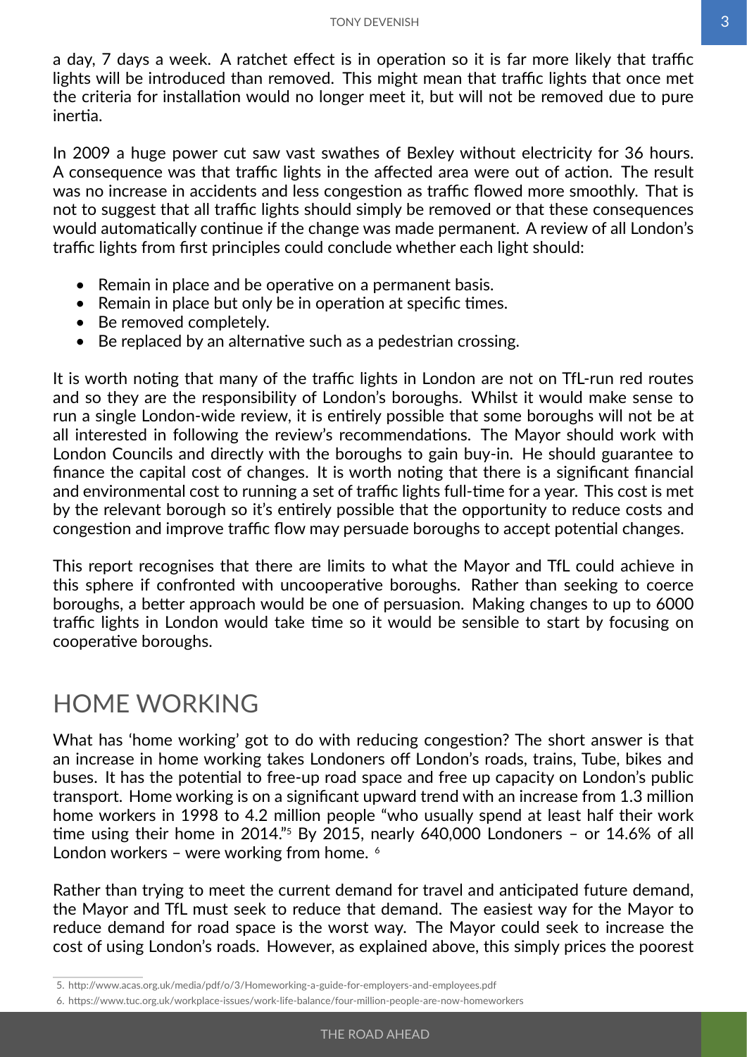a day, 7 days a week. A ratchet effect is in operation so it is far more likely that traffic lights will be introduced than removed. This might mean that traffic lights that once met the criteria for installation would no longer meet it, but will not be removed due to pure inertia.

In 2009 a huge power cut saw vast swathes of Bexley without electricity for 36 hours. A consequence was that traffic lights in the affected area were out of action. The result was no increase in accidents and less congestion as traffic flowed more smoothly. That is not to suggest that all traffic lights should simply be removed or that these consequences would automatically continue if the change was made permanent. A review of all London's traffic lights from first principles could conclude whether each light should:

- Remain in place and be operative on a permanent basis.
- Remain in place but only be in operation at specific times.
- Be removed completely.
- Be replaced by an alternative such as a pedestrian crossing.

It is worth noting that many of the traffic lights in London are not on TfL-run red routes and so they are the responsibility of London's boroughs. Whilst it would make sense to run a single London-wide review, it is entirely possible that some boroughs will not be at all interested in following the review's recommendations. The Mayor should work with London Councils and directly with the boroughs to gain buy-in. He should guarantee to finance the capital cost of changes. It is worth noting that there is a significant financial and environmental cost to running a set of traffic lights full-time for a year. This cost is met by the relevant borough so it's entirely possible that the opportunity to reduce costs and congestion and improve traffic flow may persuade boroughs to accept potential changes.

This report recognises that there are limits to what the Mayor and TfL could achieve in this sphere if confronted with uncooperative boroughs. Rather than seeking to coerce boroughs, a better approach would be one of persuasion. Making changes to up to 6000 traffic lights in London would take time so it would be sensible to start by focusing on cooperative boroughs.

## HOME WORKING

What has 'home working' got to do with reducing congestion? The short answer is that an increase in home working takes Londoners off London's roads, trains, Tube, bikes and buses. It has the potential to free-up road space and free up capacity on London's public transport. Home working is on a significant upward trend with an increase from 1.3 million home workers in 1998 to 4.2 million people "who usually spend at least half their work time using their home in 2014."[5] By 2015, nearly 640,000 Londoners – or 14.6% of all London workers – were working from home. [6]

Rather than trying to meet the current demand for travel and anticipated future demand, the Mayor and TfL must seek to reduce that demand. The easiest way for the Mayor to reduce demand for road space is the worst way. The Mayor could seek to increase the cost of using London's roads. However, as explained above, this simply prices the poorest

5. http://www.acas.org.uk/media/pdf/o/3/Homeworking-a-guide-for-employers-and-employees.pdf
6. https://www.tuc.org.uk/workplace-issues/work-life-balance/four-million-people-are-now-homeworkers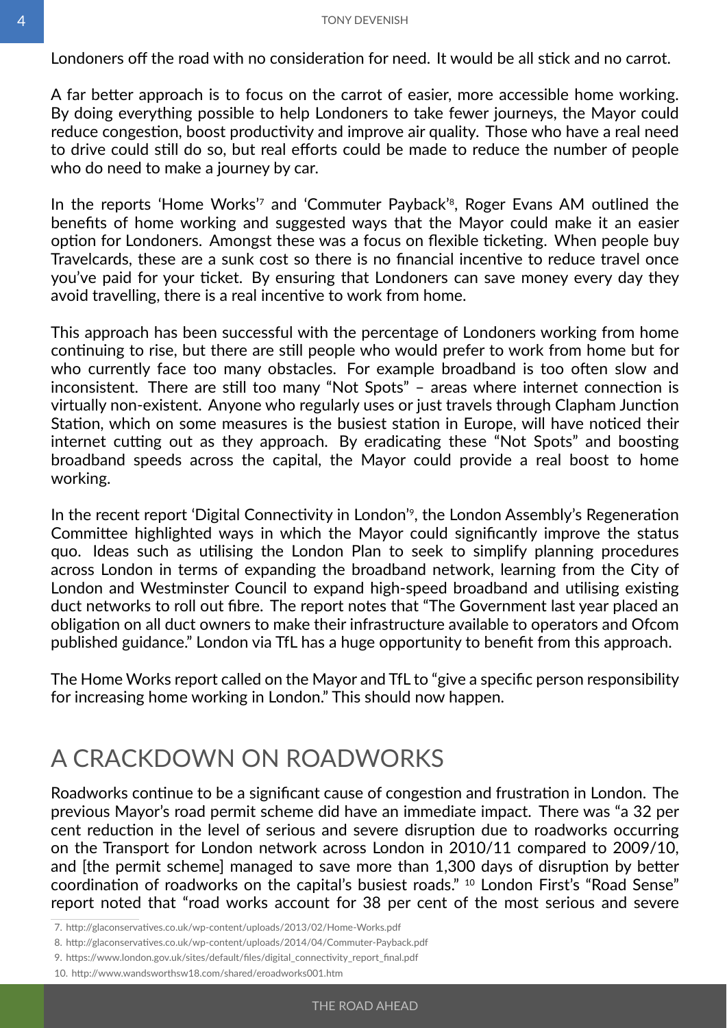Londoners off the road with no consideration for need. It would be all stick and no carrot.

A far better approach is to focus on the carrot of easier, more accessible home working. By doing everything possible to help Londoners to take fewer journeys, the Mayor could reduce congestion, boost productivity and improve air quality. Those who have a real need to drive could still do so, but real efforts could be made to reduce the number of people who do need to make a journey by car.

In the reports 'Home Works'[7] and 'Commuter Payback'[8], Roger Evans AM outlined the benefits of home working and suggested ways that the Mayor could make it an easier option for Londoners. Amongst these was a focus on flexible ticketing. When people buy Travelcards, these are a sunk cost so there is no financial incentive to reduce travel once you've paid for your ticket. By ensuring that Londoners can save money every day they avoid travelling, there is a real incentive to work from home.

This approach has been successful with the percentage of Londoners working from home continuing to rise, but there are still people who would prefer to work from home but for who currently face too many obstacles. For example broadband is too often slow and inconsistent. There are still too many "Not Spots" – areas where internet connection is virtually non-existent. Anyone who regularly uses or just travels through Clapham Junction Station, which on some measures is the busiest station in Europe, will have noticed their internet cutting out as they approach. By eradicating these "Not Spots" and boosting broadband speeds across the capital, the Mayor could provide a real boost to home working.

In the recent report 'Digital Connectivity in London'[9], the London Assembly's Regeneration Committee highlighted ways in which the Mayor could significantly improve the status quo. Ideas such as utilising the London Plan to seek to simplify planning procedures across London in terms of expanding the broadband network, learning from the City of London and Westminster Council to expand high-speed broadband and utilising existing duct networks to roll out fibre. The report notes that "The Government last year placed an obligation on all duct owners to make their infrastructure available to operators and Ofcom published guidance." London via TfL has a huge opportunity to benefit from this approach.

The Home Works report called on the Mayor and TfL to "give a specific person responsibility for increasing home working in London." This should now happen.

## A CRACKDOWN ON ROADWORKS

Roadworks continue to be a significant cause of congestion and frustration in London. The previous Mayor's road permit scheme did have an immediate impact. There was "a 32 per cent reduction in the level of serious and severe disruption due to roadworks occurring on the Transport for London network across London in 2010/11 compared to 2009/10, and [the permit scheme] managed to save more than 1,300 days of disruption by better coordination of roadworks on the capital's busiest roads." [10] London First's "Road Sense" report noted that "road works account for 38 per cent of the most serious and severe

7. http://glaconservatives.co.uk/wp-content/uploads/2013/02/Home-Works.pdf
8. http://glaconservatives.co.uk/wp-content/uploads/2014/04/Commuter-Payback.pdf
9. https://www.london.gov.uk/sites/default/files/digital_connectivity_report_final.pdf
10. http://www.wandsworthsw18.com/shared/eroadworks001.htm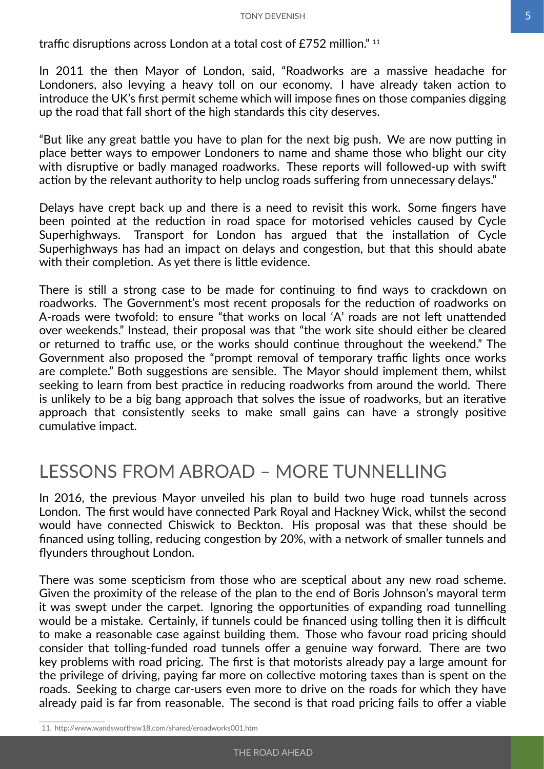traffic disruptions across London at a total cost of £752 million." [11]

In 2011 the then Mayor of London, said, "Roadworks are a massive headache for Londoners, also levying a heavy toll on our economy. I have already taken action to introduce the UK's first permit scheme which will impose fines on those companies digging up the road that fall short of the high standards this city deserves.

"But like any great battle you have to plan for the next big push. We are now putting in place better ways to empower Londoners to name and shame those who blight our city with disruptive or badly managed roadworks. These reports will followed-up with swift action by the relevant authority to help unclog roads suffering from unnecessary delays."

Delays have crept back up and there is a need to revisit this work. Some fingers have been pointed at the reduction in road space for motorised vehicles caused by Cycle Superhighways. Transport for London has argued that the installation of Cycle Superhighways has had an impact on delays and congestion, but that this should abate with their completion. As yet there is little evidence.

There is still a strong case to be made for continuing to find ways to crackdown on roadworks. The Government's most recent proposals for the reduction of roadworks on A-roads were twofold: to ensure "that works on local 'A' roads are not left unattended over weekends." Instead, their proposal was that "the work site should either be cleared or returned to traffic use, or the works should continue throughout the weekend." The Government also proposed the "prompt removal of temporary traffic lights once works are complete." Both suggestions are sensible. The Mayor should implement them, whilst seeking to learn from best practice in reducing roadworks from around the world. There is unlikely to be a big bang approach that solves the issue of roadworks, but an iterative approach that consistently seeks to make small gains can have a strongly positive cumulative impact.

# LESSONS FROM ABROAD – MORE TUNNELLING

In 2016, the previous Mayor unveiled his plan to build two huge road tunnels across London. The first would have connected Park Royal and Hackney Wick, whilst the second would have connected Chiswick to Beckton. His proposal was that these should be financed using tolling, reducing congestion by 20%, with a network of smaller tunnels and flyunders throughout London.

There was some scepticism from those who are sceptical about any new road scheme. Given the proximity of the release of the plan to the end of Boris Johnson's mayoral term it was swept under the carpet. Ignoring the opportunities of expanding road tunnelling would be a mistake. Certainly, if tunnels could be financed using tolling then it is difficult to make a reasonable case against building them. Those who favour road pricing should consider that tolling-funded road tunnels offer a genuine way forward. There are two key problems with road pricing. The first is that motorists already pay a large amount for the privilege of driving, paying far more on collective motoring taxes than is spent on the roads. Seeking to charge car-users even more to drive on the roads for which they have already paid is far from reasonable. The second is that road pricing fails to offer a viable

11. http://www.wandsworthsw18.com/shared/eroadworks001.htm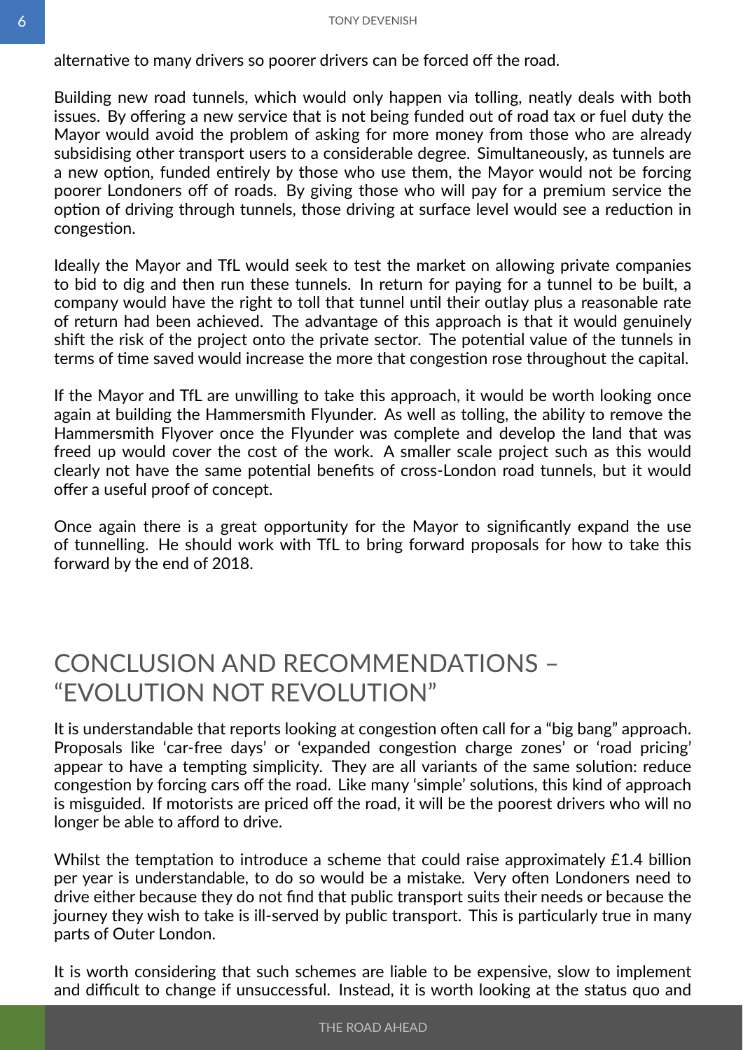alternative to many drivers so poorer drivers can be forced off the road.

Building new road tunnels, which would only happen via tolling, neatly deals with both issues. By offering a new service that is not being funded out of road tax or fuel duty the Mayor would avoid the problem of asking for more money from those who are already subsidising other transport users to a considerable degree. Simultaneously, as tunnels are a new option, funded entirely by those who use them, the Mayor would not be forcing poorer Londoners off of roads. By giving those who will pay for a premium service the option of driving through tunnels, those driving at surface level would see a reduction in congestion.

Ideally the Mayor and TfL would seek to test the market on allowing private companies to bid to dig and then run these tunnels. In return for paying for a tunnel to be built, a company would have the right to toll that tunnel until their outlay plus a reasonable rate of return had been achieved. The advantage of this approach is that it would genuinely shift the risk of the project onto the private sector. The potential value of the tunnels in terms of time saved would increase the more that congestion rose throughout the capital.

If the Mayor and TfL are unwilling to take this approach, it would be worth looking once again at building the Hammersmith Flyunder. As well as tolling, the ability to remove the Hammersmith Flyover once the Flyunder was complete and develop the land that was freed up would cover the cost of the work. A smaller scale project such as this would clearly not have the same potential benefits of cross-London road tunnels, but it would offer a useful proof of concept.

Once again there is a great opportunity for the Mayor to significantly expand the use of tunnelling. He should work with TfL to bring forward proposals for how to take this forward by the end of 2018.

# CONCLUSION AND RECOMMENDATIONS – "EVOLUTION NOT REVOLUTION"

It is understandable that reports looking at congestion often call for a "big bang" approach. Proposals like 'car-free days' or 'expanded congestion charge zones' or 'road pricing' appear to have a tempting simplicity. They are all variants of the same solution: reduce congestion by forcing cars off the road. Like many 'simple' solutions, this kind of approach is misguided. If motorists are priced off the road, it will be the poorest drivers who will no longer be able to afford to drive.

Whilst the temptation to introduce a scheme that could raise approximately £1.4 billion per year is understandable, to do so would be a mistake. Very often Londoners need to drive either because they do not find that public transport suits their needs or because the journey they wish to take is ill-served by public transport. This is particularly true in many parts of Outer London.

It is worth considering that such schemes are liable to be expensive, slow to implement and difficult to change if unsuccessful. Instead, it is worth looking at the status quo and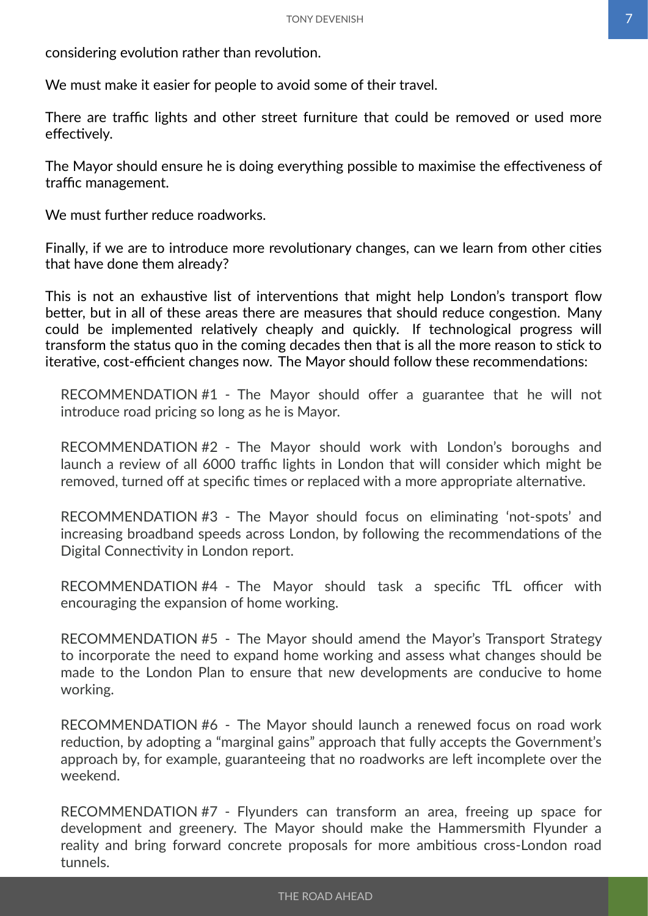considering evolution rather than revolution.

We must make it easier for people to avoid some of their travel.

There are traffic lights and other street furniture that could be removed or used more effectively.

The Mayor should ensure he is doing everything possible to maximise the effectiveness of traffic management.

We must further reduce roadworks.

Finally, if we are to introduce more revolutionary changes, can we learn from other cities that have done them already?

This is not an exhaustive list of interventions that might help London's transport flow better, but in all of these areas there are measures that should reduce congestion. Many could be implemented relatively cheaply and quickly. If technological progress will transform the status quo in the coming decades then that is all the more reason to stick to iterative, cost-efficient changes now. The Mayor should follow these recommendations:

> RECOMMENDATION #1 - The Mayor should offer a guarantee that he will not introduce road pricing so long as he is Mayor.
>
> RECOMMENDATION #2 - The Mayor should work with London's boroughs and launch a review of all 6000 traffic lights in London that will consider which might be removed, turned off at specific times or replaced with a more appropriate alternative.
>
> RECOMMENDATION #3 - The Mayor should focus on eliminating 'not-spots' and increasing broadband speeds across London, by following the recommendations of the Digital Connectivity in London report.
>
> RECOMMENDATION #4 - The Mayor should task a specific TfL officer with encouraging the expansion of home working.
>
> RECOMMENDATION #5 - The Mayor should amend the Mayor's Transport Strategy to incorporate the need to expand home working and assess what changes should be made to the London Plan to ensure that new developments are conducive to home working.
>
> RECOMMENDATION #6 - The Mayor should launch a renewed focus on road work reduction, by adopting a "marginal gains" approach that fully accepts the Government's approach by, for example, guaranteeing that no roadworks are left incomplete over the weekend.
>
> RECOMMENDATION #7 - Flyunders can transform an area, freeing up space for development and greenery. The Mayor should make the Hammersmith Flyunder a reality and bring forward concrete proposals for more ambitious cross-London road tunnels.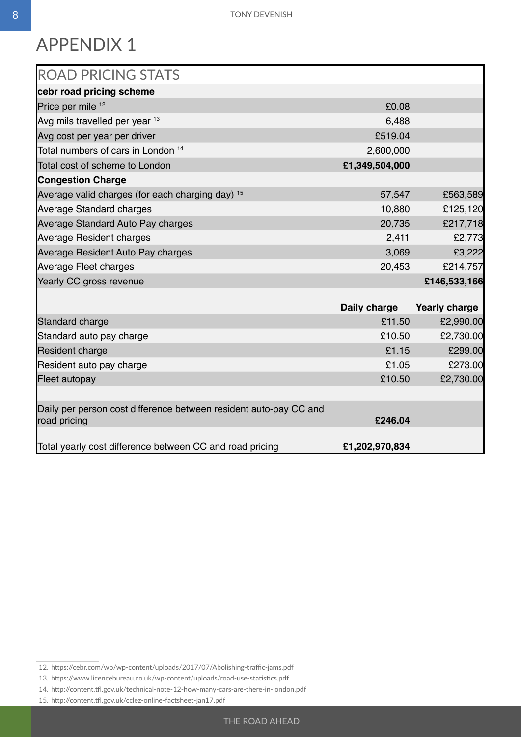# APPENDIX 1

| ROAD PRICING STATS | | |
|---|---|---|
| **cebr road pricing scheme** | | |
| Price per mile [12] | £0.08 | |
| Avg mils travelled per year [13] | 6,488 | |
| Avg cost per year per driver | £519.04 | |
| Total numbers of cars in London [14] | 2,600,000 | |
| Total cost of scheme to London | **£1,349,504,000** | |
| **Congestion Charge** | | |
| Average valid charges (for each charging day) [15] | 57,547 | £563,589 |
| Average Standard charges | 10,880 | £125,120 |
| Average Standard Auto Pay charges | 20,735 | £217,718 |
| Average Resident charges | 2,411 | £2,773 |
| Average Resident Auto Pay charges | 3,069 | £3,222 |
| Average Fleet charges | 20,453 | £214,757 |
| Yearly CC gross revenue | | **£146,533,166** |
| | | |
| | **Daily charge** | **Yearly charge** |
| Standard charge | £11.50 | £2,990.00 |
| Standard auto pay charge | £10.50 | £2,730.00 |
| Resident charge | £1.15 | £299.00 |
| Resident auto pay charge | £1.05 | £273.00 |
| Fleet autopay | £10.50 | £2,730.00 |
| | | |
| Daily per person cost difference between resident auto-pay CC and road pricing | **£246.04** | |
| Total yearly cost difference between CC and road pricing | **£1,202,970,834** | |

12. https://cebr.com/wp/wp-content/uploads/2017/07/Abolishing-traffic-jams.pdf
13. https://www.licencebureau.co.uk/wp-content/uploads/road-use-statistics.pdf
14. http://content.tfl.gov.uk/technical-note-12-how-many-cars-are-there-in-london.pdf
15. http://content.tfl.gov.uk/cclez-online-factsheet-jan17.pdf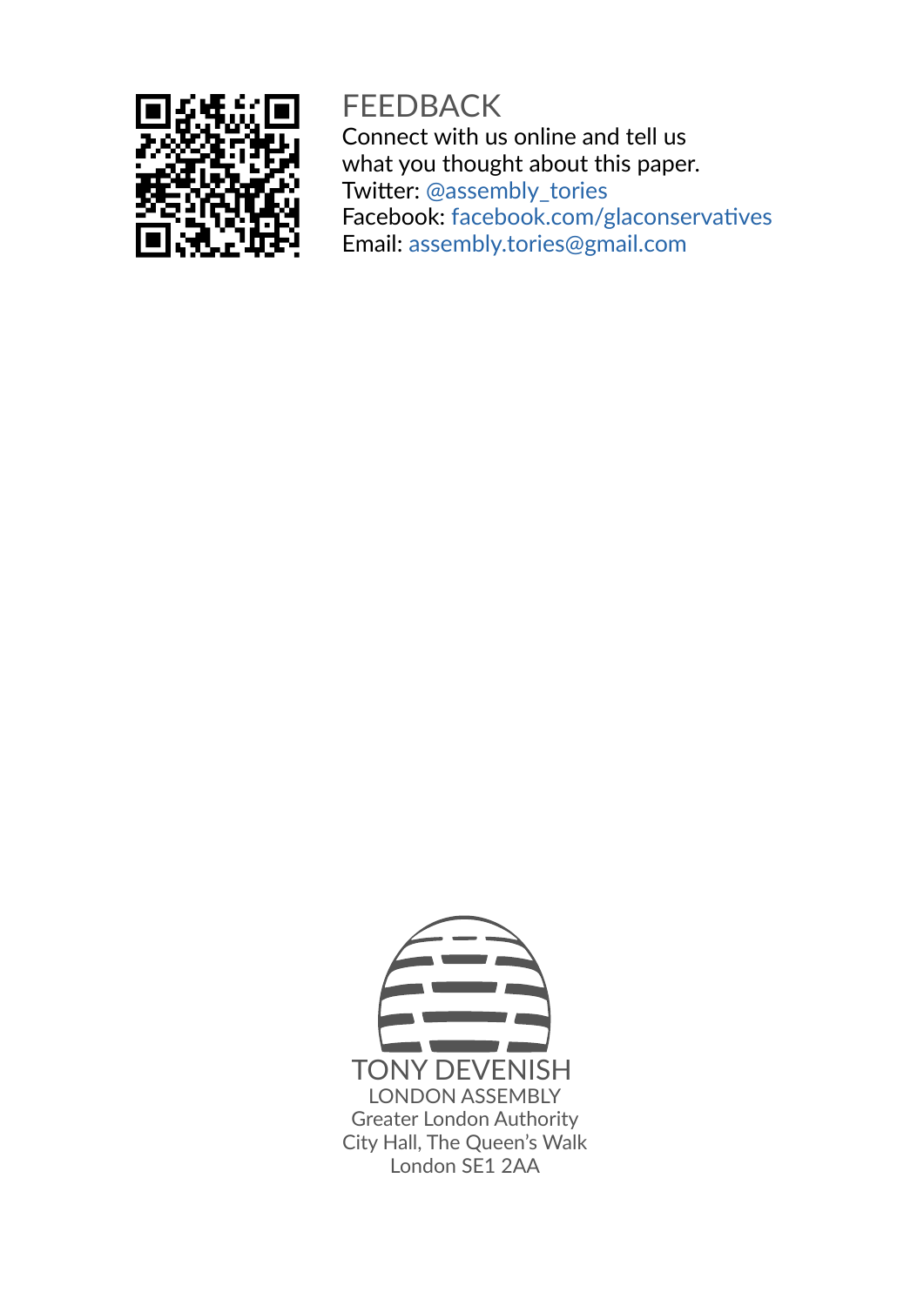## FEEDBACK

Connect with us online and tell us what you thought about this paper.
Twitter: @assembly_tories
Facebook: facebook.com/glaconservatives
Email: assembly.tories@gmail.com

TONY DEVENISH
LONDON ASSEMBLY
Greater London Authority
City Hall, The Queen's Walk
London SE1 2AA